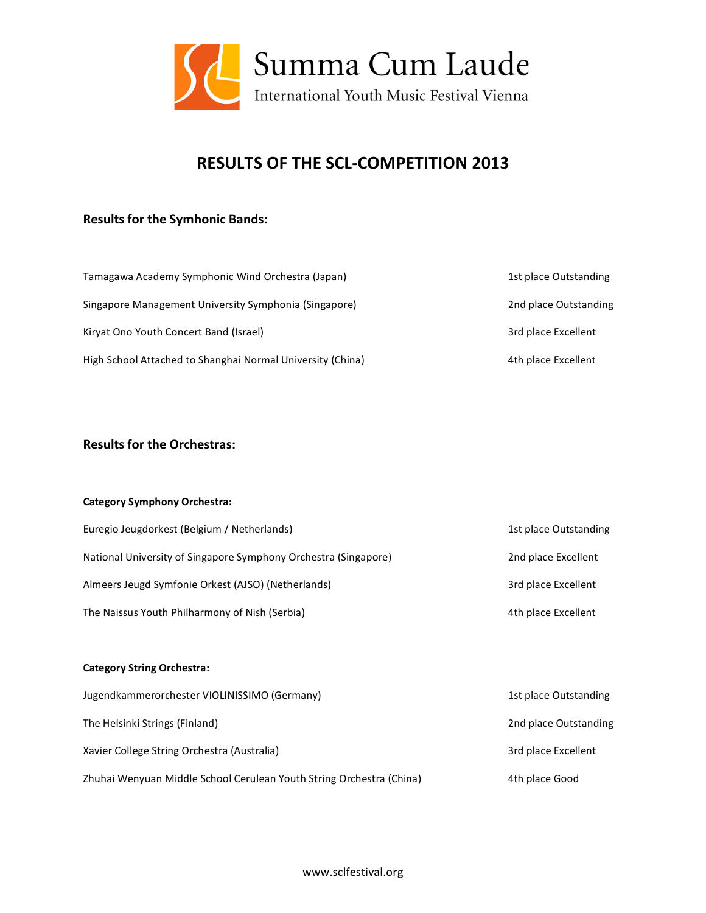Summa Cum Laude

International Youth Music Festival Vienna

# RESULTS OF THE SCL-COMPETITION 2013

## Results for the Symhonic Bands:

| | |
|---|---|
| Tamagawa Academy Symphonic Wind Orchestra (Japan) | 1st place Outstanding |
| Singapore Management University Symphonia (Singapore) | 2nd place Outstanding |
| Kiryat Ono Youth Concert Band (Israel) | 3rd place Excellent |
| High School Attached to Shanghai Normal University (China) | 4th place Excellent |

## Results for the Orchestras:

### Category Symphony Orchestra:

| | |
|---|---|
| Euregio Jeugdorkest (Belgium / Netherlands) | 1st place Outstanding |
| National University of Singapore Symphony Orchestra (Singapore) | 2nd place Excellent |
| Almeers Jeugd Symfonie Orkest (AJSO) (Netherlands) | 3rd place Excellent |
| The Naissus Youth Philharmony of Nish (Serbia) | 4th place Excellent |

### Category String Orchestra:

| | |
|---|---|
| Jugendkammerorchester VIOLINISSIMO (Germany) | 1st place Outstanding |
| The Helsinki Strings (Finland) | 2nd place Outstanding |
| Xavier College String Orchestra (Australia) | 3rd place Excellent |
| Zhuhai Wenyuan Middle School Cerulean Youth String Orchestra (China) | 4th place Good |

www.sclfestival.org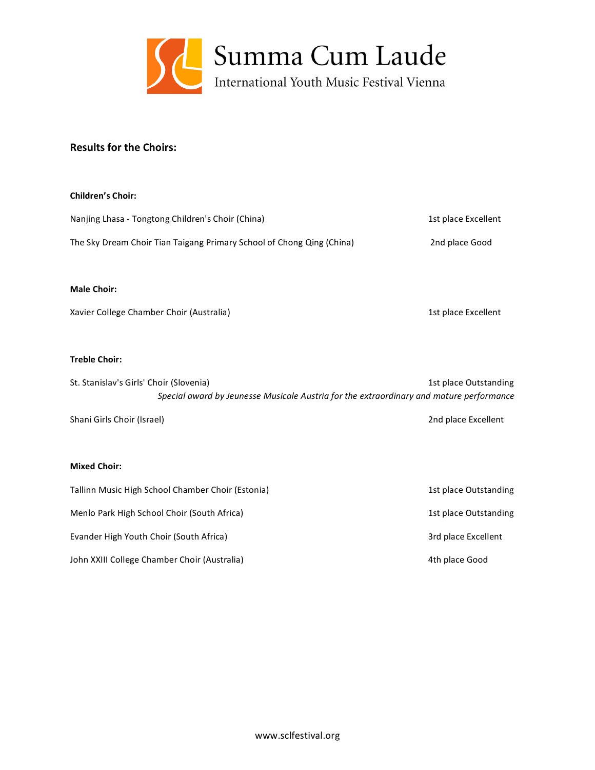# Summa Cum Laude

International Youth Music Festival Vienna

## Results for the Choirs:

### Children's Choir:

| | |
|---|---|
| Nanjing Lhasa - Tongtong Children's Choir (China) | 1st place Excellent |
| The Sky Dream Choir Tian Taigang Primary School of Chong Qing (China) | 2nd place Good |

### Male Choir:

| | |
|---|---|
| Xavier College Chamber Choir (Australia) | 1st place Excellent |

### Treble Choir:

| | |
|---|---|
| St. Stanislav's Girls' Choir (Slovenia) | 1st place Outstanding |

*Special award by Jeunesse Musicale Austria for the extraordinary and mature performance*

| | |
|---|---|
| Shani Girls Choir (Israel) | 2nd place Excellent |

### Mixed Choir:

| | |
|---|---|
| Tallinn Music High School Chamber Choir (Estonia) | 1st place Outstanding |
| Menlo Park High School Choir (South Africa) | 1st place Outstanding |
| Evander High Youth Choir (South Africa) | 3rd place Excellent |
| John XXIII College Chamber Choir (Australia) | 4th place Good |

www.sclfestival.org